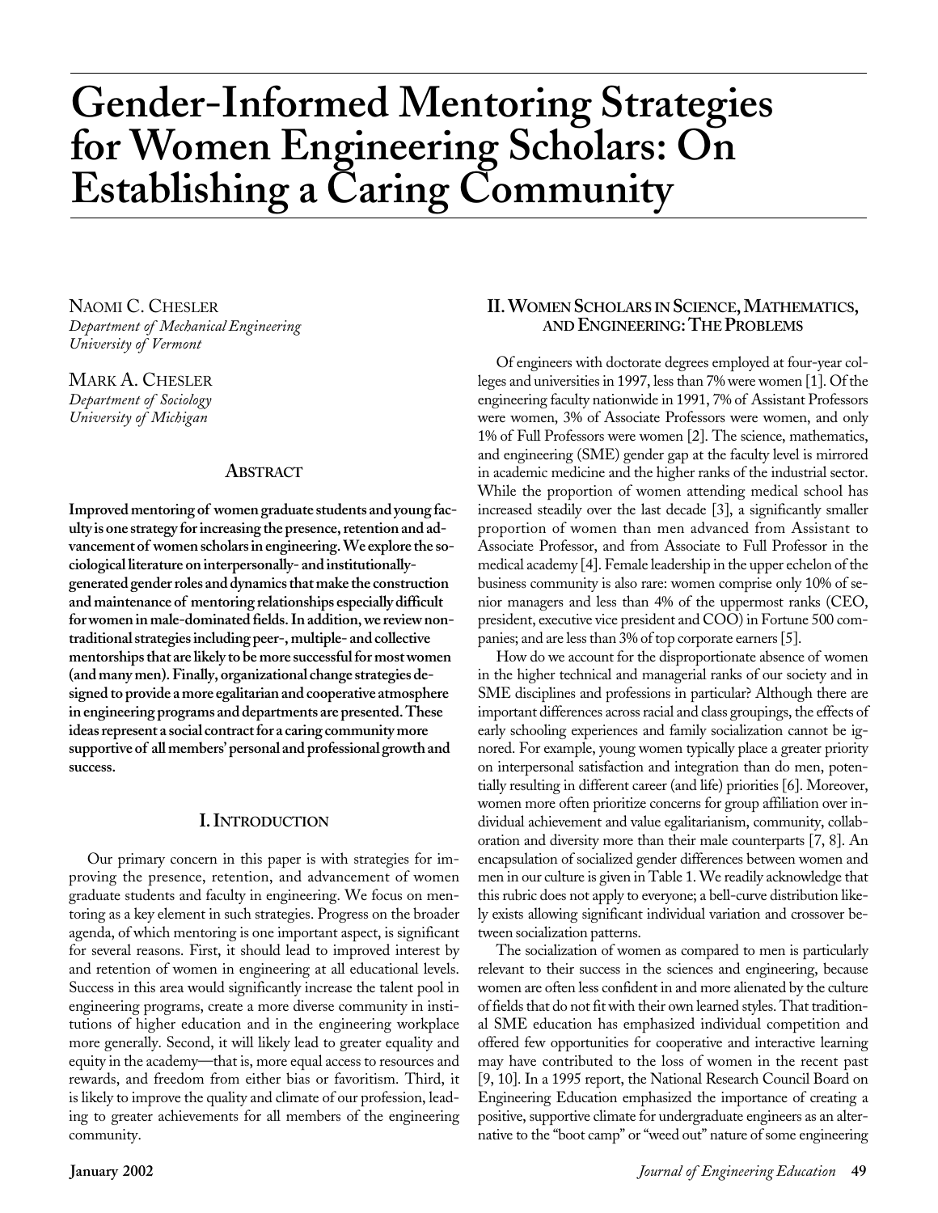# Gender-Informed Mentoring Strategies for Women Engineering Scholars: On Establishing a Caring Community

NAOMI C. CHESLER
*Department of Mechanical Engineering*
*University of Vermont*

MARK A. CHESLER
*Department of Sociology*
*University of Michigan*

## ABSTRACT

**Improved mentoring of women graduate students and young faculty is one strategy for increasing the presence, retention and advancement of women scholars in engineering. We explore the sociological literature on interpersonally- and institutionally-generated gender roles and dynamics that make the construction and maintenance of mentoring relationships especially difficult for women in male-dominated fields. In addition, we review non-traditional strategies including peer-, multiple- and collective mentorships that are likely to be more successful for most women (and many men). Finally, organizational change strategies designed to provide a more egalitarian and cooperative atmosphere in engineering programs and departments are presented. These ideas represent a social contract for a caring community more supportive of all members' personal and professional growth and success.**

## I. INTRODUCTION

Our primary concern in this paper is with strategies for improving the presence, retention, and advancement of women graduate students and faculty in engineering. We focus on mentoring as a key element in such strategies. Progress on the broader agenda, of which mentoring is one important aspect, is significant for several reasons. First, it should lead to improved interest by and retention of women in engineering at all educational levels. Success in this area would significantly increase the talent pool in engineering programs, create a more diverse community in institutions of higher education and in the engineering workplace more generally. Second, it will likely lead to greater equality and equity in the academy—that is, more equal access to resources and rewards, and freedom from either bias or favoritism. Third, it is likely to improve the quality and climate of our profession, leading to greater achievements for all members of the engineering community.

## II. WOMEN SCHOLARS IN SCIENCE, MATHEMATICS, AND ENGINEERING: THE PROBLEMS

Of engineers with doctorate degrees employed at four-year colleges and universities in 1997, less than 7% were women [1]. Of the engineering faculty nationwide in 1991, 7% of Assistant Professors were women, 3% of Associate Professors were women, and only 1% of Full Professors were women [2]. The science, mathematics, and engineering (SME) gender gap at the faculty level is mirrored in academic medicine and the higher ranks of the industrial sector. While the proportion of women attending medical school has increased steadily over the last decade [3], a significantly smaller proportion of women than men advanced from Assistant to Associate Professor, and from Associate to Full Professor in the medical academy [4]. Female leadership in the upper echelon of the business community is also rare: women comprise only 10% of senior managers and less than 4% of the uppermost ranks (CEO, president, executive vice president and COO) in Fortune 500 companies; and are less than 3% of top corporate earners [5].

How do we account for the disproportionate absence of women in the higher technical and managerial ranks of our society and in SME disciplines and professions in particular? Although there are important differences across racial and class groupings, the effects of early schooling experiences and family socialization cannot be ignored. For example, young women typically place a greater priority on interpersonal satisfaction and integration than do men, potentially resulting in different career (and life) priorities [6]. Moreover, women more often prioritize concerns for group affiliation over individual achievement and value egalitarianism, community, collaboration and diversity more than their male counterparts [7, 8]. An encapsulation of socialized gender differences between women and men in our culture is given in Table 1. We readily acknowledge that this rubric does not apply to everyone; a bell-curve distribution likely exists allowing significant individual variation and crossover between socialization patterns.

The socialization of women as compared to men is particularly relevant to their success in the sciences and engineering, because women are often less confident in and more alienated by the culture of fields that do not fit with their own learned styles. That traditional SME education has emphasized individual competition and offered few opportunities for cooperative and interactive learning may have contributed to the loss of women in the recent past [9, 10]. In a 1995 report, the National Research Council Board on Engineering Education emphasized the importance of creating a positive, supportive climate for undergraduate engineers as an alternative to the "boot camp" or "weed out" nature of some engineering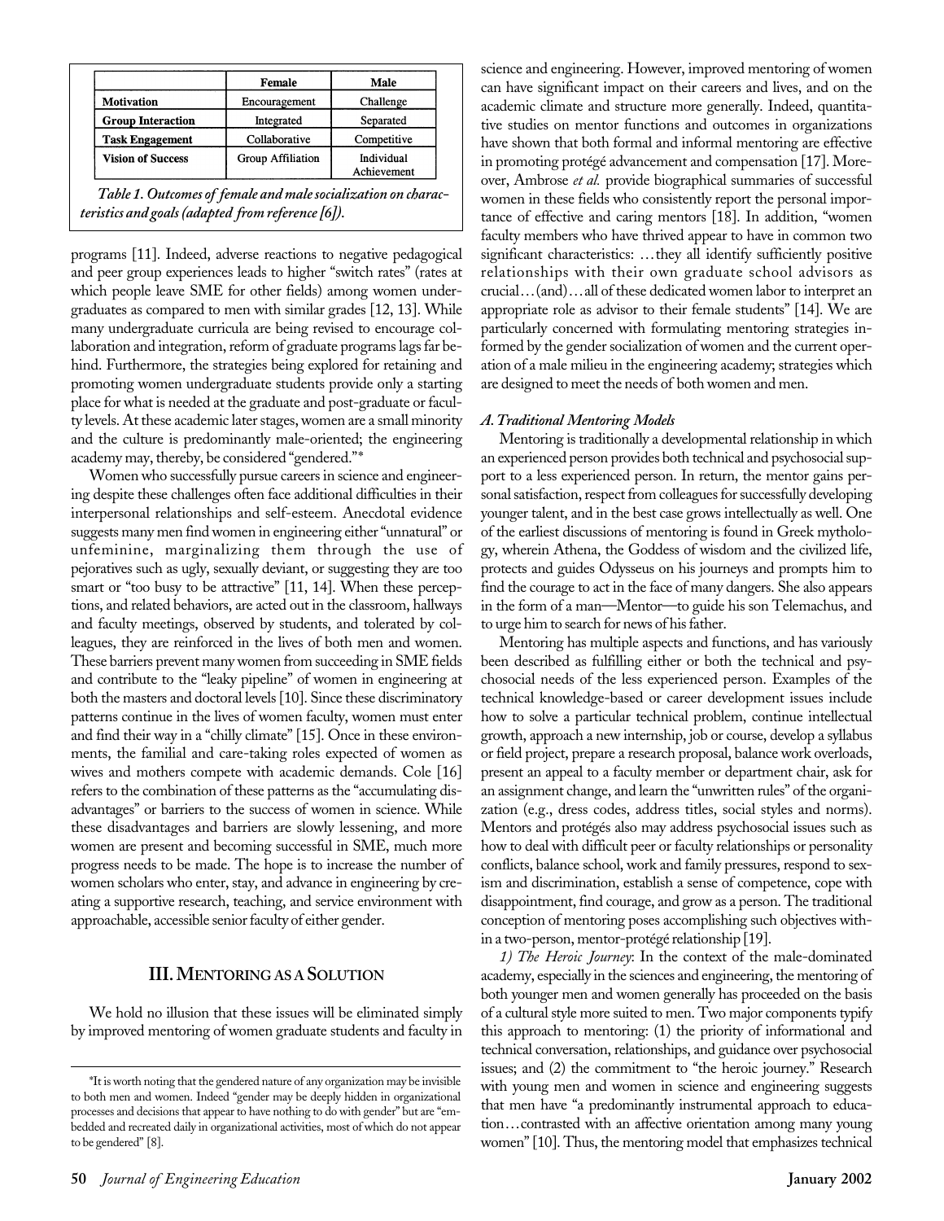| | Female | Male |
|---|---|---|
| **Motivation** | Encouragement | Challenge |
| **Group Interaction** | Integrated | Separated |
| **Task Engagement** | Collaborative | Competitive |
| **Vision of Success** | Group Affiliation | Individual Achievement |

*Table 1. Outcomes of female and male socialization on characteristics and goals (adapted from reference [6]).*

programs [11]. Indeed, adverse reactions to negative pedagogical and peer group experiences leads to higher "switch rates" (rates at which people leave SME for other fields) among women undergraduates as compared to men with similar grades [12, 13]. While many undergraduate curricula are being revised to encourage collaboration and integration, reform of graduate programs lags far behind. Furthermore, the strategies being explored for retaining and promoting women undergraduate students provide only a starting place for what is needed at the graduate and post-graduate or faculty levels. At these academic later stages, women are a small minority and the culture is predominantly male-oriented; the engineering academy may, thereby, be considered "gendered."*

Women who successfully pursue careers in science and engineering despite these challenges often face additional difficulties in their interpersonal relationships and self-esteem. Anecdotal evidence suggests many men find women in engineering either "unnatural" or unfeminine, marginalizing them through the use of pejoratives such as ugly, sexually deviant, or suggesting they are too smart or "too busy to be attractive" [11, 14]. When these perceptions, and related behaviors, are acted out in the classroom, hallways and faculty meetings, observed by students, and tolerated by colleagues, they are reinforced in the lives of both men and women. These barriers prevent many women from succeeding in SME fields and contribute to the "leaky pipeline" of women in engineering at both the masters and doctoral levels [10]. Since these discriminatory patterns continue in the lives of women faculty, women must enter and find their way in a "chilly climate" [15]. Once in these environments, the familial and care-taking roles expected of women as wives and mothers compete with academic demands. Cole [16] refers to the combination of these patterns as the "accumulating disadvantages" or barriers to the success of women in science. While these disadvantages and barriers are slowly lessening, and more women are present and becoming successful in SME, much more progress needs to be made. The hope is to increase the number of women scholars who enter, stay, and advance in engineering by creating a supportive research, teaching, and service environment with approachable, accessible senior faculty of either gender.

## III. Mentoring as a Solution

We hold no illusion that these issues will be eliminated simply by improved mentoring of women graduate students and faculty in science and engineering. However, improved mentoring of women can have significant impact on their careers and lives, and on the academic climate and structure more generally. Indeed, quantitative studies on mentor functions and outcomes in organizations have shown that both formal and informal mentoring are effective in promoting protégé advancement and compensation [17]. Moreover, Ambrose *et al.* provide biographical summaries of successful women in these fields who consistently report the personal importance of effective and caring mentors [18]. In addition, "women faculty members who have thrived appear to have in common two significant characteristics: …they all identify sufficiently positive relationships with their own graduate school advisors as crucial…(and)…all of these dedicated women labor to interpret an appropriate role as advisor to their female students" [14]. We are particularly concerned with formulating mentoring strategies informed by the gender socialization of women and the current operation of a male milieu in the engineering academy; strategies which are designed to meet the needs of both women and men.

### *A. Traditional Mentoring Models*

Mentoring is traditionally a developmental relationship in which an experienced person provides both technical and psychosocial support to a less experienced person. In return, the mentor gains personal satisfaction, respect from colleagues for successfully developing younger talent, and in the best case grows intellectually as well. One of the earliest discussions of mentoring is found in Greek mythology, wherein Athena, the Goddess of wisdom and the civilized life, protects and guides Odysseus on his journeys and prompts him to find the courage to act in the face of many dangers. She also appears in the form of a man—Mentor—to guide his son Telemachus, and to urge him to search for news of his father.

Mentoring has multiple aspects and functions, and has variously been described as fulfilling either or both the technical and psychosocial needs of the less experienced person. Examples of the technical knowledge-based or career development issues include how to solve a particular technical problem, continue intellectual growth, approach a new internship, job or course, develop a syllabus or field project, prepare a research proposal, balance work overloads, present an appeal to a faculty member or department chair, ask for an assignment change, and learn the "unwritten rules" of the organization (e.g., dress codes, address titles, social styles and norms). Mentors and protégés also may address psychosocial issues such as how to deal with difficult peer or faculty relationships or personality conflicts, balance school, work and family pressures, respond to sexism and discrimination, establish a sense of competence, cope with disappointment, find courage, and grow as a person. The traditional conception of mentoring poses accomplishing such objectives within a two-person, mentor-protégé relationship [19].

*1) The Heroic Journey*: In the context of the male-dominated academy, especially in the sciences and engineering, the mentoring of both younger men and women generally has proceeded on the basis of a cultural style more suited to men. Two major components typify this approach to mentoring: (1) the priority of informational and technical conversation, relationships, and guidance over psychosocial issues; and (2) the commitment to "the heroic journey." Research with young men and women in science and engineering suggests that men have "a predominantly instrumental approach to education…contrasted with an affective orientation among many young women" [10]. Thus, the mentoring model that emphasizes technical

*It is worth noting that the gendered nature of any organization may be invisible to both men and women. Indeed "gender may be deeply hidden in organizational processes and decisions that appear to have nothing to do with gender" but are "embedded and recreated daily in organizational activities, most of which do not appear to be gendered" [8].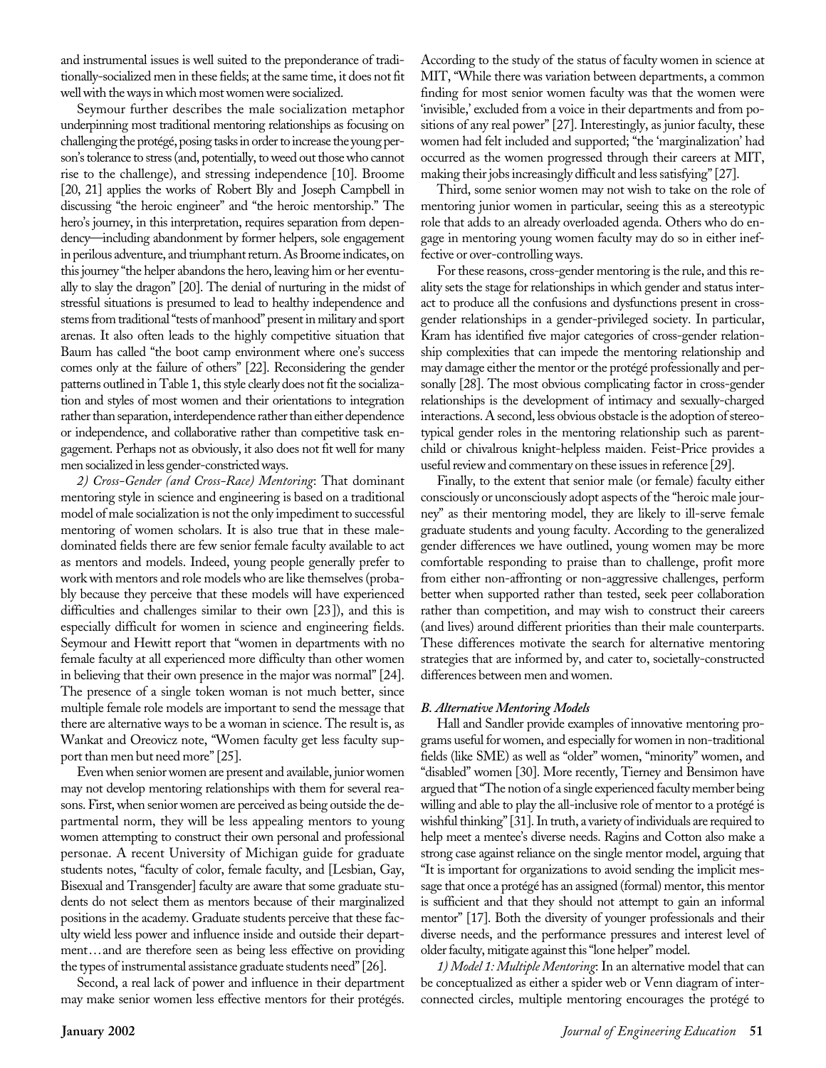and instrumental issues is well suited to the preponderance of traditionally-socialized men in these fields; at the same time, it does not fit well with the ways in which most women were socialized.

Seymour further describes the male socialization metaphor underpinning most traditional mentoring relationships as focusing on challenging the protégé, posing tasks in order to increase the young person's tolerance to stress (and, potentially, to weed out those who cannot rise to the challenge), and stressing independence [10]. Broome [20, 21] applies the works of Robert Bly and Joseph Campbell in discussing "the heroic engineer" and "the heroic mentorship." The hero's journey, in this interpretation, requires separation from dependency—including abandonment by former helpers, sole engagement in perilous adventure, and triumphant return. As Broome indicates, on this journey "the helper abandons the hero, leaving him or her eventually to slay the dragon" [20]. The denial of nurturing in the midst of stressful situations is presumed to lead to healthy independence and stems from traditional "tests of manhood" present in military and sport arenas. It also often leads to the highly competitive situation that Baum has called "the boot camp environment where one's success comes only at the failure of others" [22]. Reconsidering the gender patterns outlined in Table 1, this style clearly does not fit the socialization and styles of most women and their orientations to integration rather than separation, interdependence rather than either dependence or independence, and collaborative rather than competitive task engagement. Perhaps not as obviously, it also does not fit well for many men socialized in less gender-constricted ways.

*2) Cross-Gender (and Cross-Race) Mentoring*: That dominant mentoring style in science and engineering is based on a traditional model of male socialization is not the only impediment to successful mentoring of women scholars. It is also true that in these male-dominated fields there are few senior female faculty available to act as mentors and models. Indeed, young people generally prefer to work with mentors and role models who are like themselves (probably because they perceive that these models will have experienced difficulties and challenges similar to their own [23]), and this is especially difficult for women in science and engineering fields. Seymour and Hewitt report that "women in departments with no female faculty at all experienced more difficulty than other women in believing that their own presence in the major was normal" [24]. The presence of a single token woman is not much better, since multiple female role models are important to send the message that there are alternative ways to be a woman in science. The result is, as Wankat and Oreovicz note, "Women faculty get less faculty support than men but need more" [25].

Even when senior women are present and available, junior women may not develop mentoring relationships with them for several reasons. First, when senior women are perceived as being outside the departmental norm, they will be less appealing mentors to young women attempting to construct their own personal and professional personae. A recent University of Michigan guide for graduate students notes, "faculty of color, female faculty, and [Lesbian, Gay, Bisexual and Transgender] faculty are aware that some graduate students do not select them as mentors because of their marginalized positions in the academy. Graduate students perceive that these faculty wield less power and influence inside and outside their department…and are therefore seen as being less effective on providing the types of instrumental assistance graduate students need" [26].

Second, a real lack of power and influence in their department may make senior women less effective mentors for their protégés. According to the study of the status of faculty women in science at MIT, "While there was variation between departments, a common finding for most senior women faculty was that the women were 'invisible,' excluded from a voice in their departments and from positions of any real power" [27]. Interestingly, as junior faculty, these women had felt included and supported; "the 'marginalization' had occurred as the women progressed through their careers at MIT, making their jobs increasingly difficult and less satisfying" [27].

Third, some senior women may not wish to take on the role of mentoring junior women in particular, seeing this as a stereotypic role that adds to an already overloaded agenda. Others who do engage in mentoring young women faculty may do so in either ineffective or over-controlling ways.

For these reasons, cross-gender mentoring is the rule, and this reality sets the stage for relationships in which gender and status interact to produce all the confusions and dysfunctions present in cross-gender relationships in a gender-privileged society. In particular, Kram has identified five major categories of cross-gender relationship complexities that can impede the mentoring relationship and may damage either the mentor or the protégé professionally and personally [28]. The most obvious complicating factor in cross-gender relationships is the development of intimacy and sexually-charged interactions. A second, less obvious obstacle is the adoption of stereotypical gender roles in the mentoring relationship such as parent-child or chivalrous knight-helpless maiden. Feist-Price provides a useful review and commentary on these issues in reference [29].

Finally, to the extent that senior male (or female) faculty either consciously or unconsciously adopt aspects of the "heroic male journey" as their mentoring model, they are likely to ill-serve female graduate students and young faculty. According to the generalized gender differences we have outlined, young women may be more comfortable responding to praise than to challenge, profit more from either non-affronting or non-aggressive challenges, perform better when supported rather than tested, seek peer collaboration rather than competition, and may wish to construct their careers (and lives) around different priorities than their male counterparts. These differences motivate the search for alternative mentoring strategies that are informed by, and cater to, societally-constructed differences between men and women.

### *B. Alternative Mentoring Models*

Hall and Sandler provide examples of innovative mentoring programs useful for women, and especially for women in non-traditional fields (like SME) as well as "older" women, "minority" women, and "disabled" women [30]. More recently, Tierney and Bensimon have argued that "The notion of a single experienced faculty member being willing and able to play the all-inclusive role of mentor to a protégé is wishful thinking" [31]. In truth, a variety of individuals are required to help meet a mentee's diverse needs. Ragins and Cotton also make a strong case against reliance on the single mentor model, arguing that "It is important for organizations to avoid sending the implicit message that once a protégé has an assigned (formal) mentor, this mentor is sufficient and that they should not attempt to gain an informal mentor" [17]. Both the diversity of younger professionals and their diverse needs, and the performance pressures and interest level of older faculty, mitigate against this "lone helper" model.

*1) Model 1: Multiple Mentoring*: In an alternative model that can be conceptualized as either a spider web or Venn diagram of interconnected circles, multiple mentoring encourages the protégé to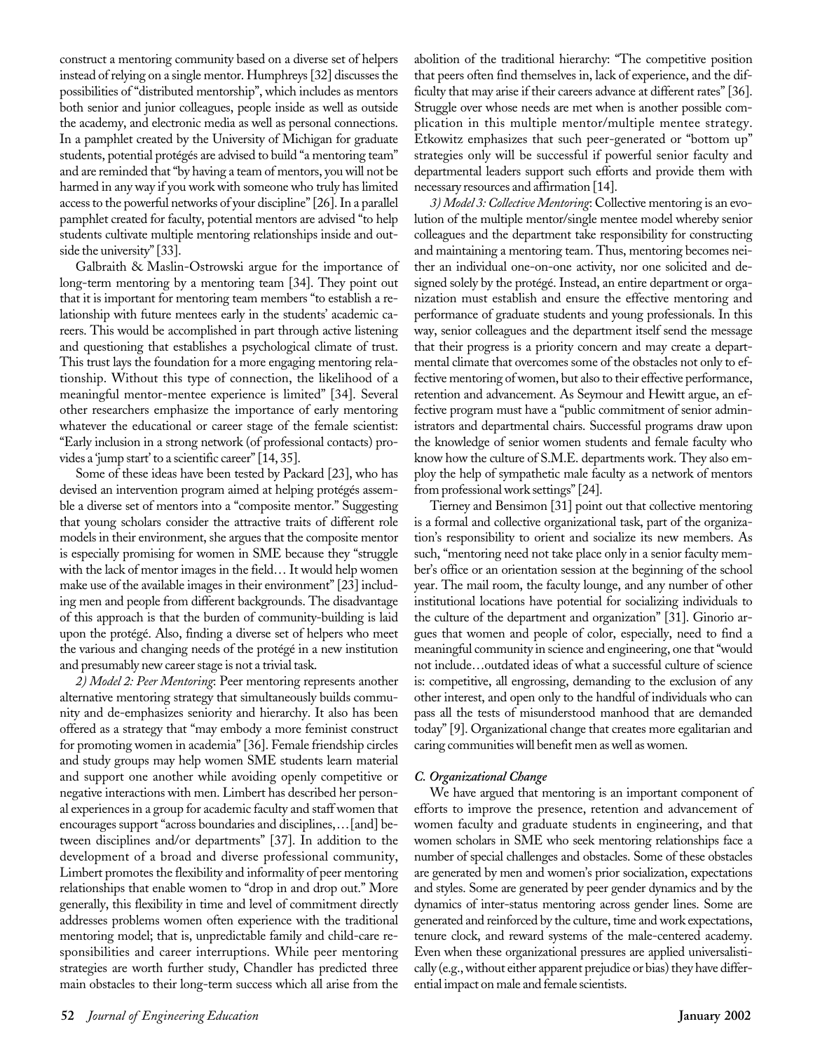construct a mentoring community based on a diverse set of helpers instead of relying on a single mentor. Humphreys [32] discusses the possibilities of "distributed mentorship", which includes as mentors both senior and junior colleagues, people inside as well as outside the academy, and electronic media as well as personal connections. In a pamphlet created by the University of Michigan for graduate students, potential protégés are advised to build "a mentoring team" and are reminded that "by having a team of mentors, you will not be harmed in any way if you work with someone who truly has limited access to the powerful networks of your discipline" [26]. In a parallel pamphlet created for faculty, potential mentors are advised "to help students cultivate multiple mentoring relationships inside and outside the university" [33].

Galbraith & Maslin-Ostrowski argue for the importance of long-term mentoring by a mentoring team [34]. They point out that it is important for mentoring team members "to establish a relationship with future mentees early in the students' academic careers. This would be accomplished in part through active listening and questioning that establishes a psychological climate of trust. This trust lays the foundation for a more engaging mentoring relationship. Without this type of connection, the likelihood of a meaningful mentor-mentee experience is limited" [34]. Several other researchers emphasize the importance of early mentoring whatever the educational or career stage of the female scientist: "Early inclusion in a strong network (of professional contacts) provides a 'jump start' to a scientific career" [14, 35].

Some of these ideas have been tested by Packard [23], who has devised an intervention program aimed at helping protégés assemble a diverse set of mentors into a "composite mentor." Suggesting that young scholars consider the attractive traits of different role models in their environment, she argues that the composite mentor is especially promising for women in SME because they "struggle with the lack of mentor images in the field… It would help women make use of the available images in their environment" [23] including men and people from different backgrounds. The disadvantage of this approach is that the burden of community-building is laid upon the protégé. Also, finding a diverse set of helpers who meet the various and changing needs of the protégé in a new institution and presumably new career stage is not a trivial task.

*2) Model 2: Peer Mentoring*: Peer mentoring represents another alternative mentoring strategy that simultaneously builds community and de-emphasizes seniority and hierarchy. It also has been offered as a strategy that "may embody a more feminist construct for promoting women in academia" [36]. Female friendship circles and study groups may help women SME students learn material and support one another while avoiding openly competitive or negative interactions with men. Limbert has described her personal experiences in a group for academic faculty and staff women that encourages support "across boundaries and disciplines,…[and] between disciplines and/or departments" [37]. In addition to the development of a broad and diverse professional community, Limbert promotes the flexibility and informality of peer mentoring relationships that enable women to "drop in and drop out." More generally, this flexibility in time and level of commitment directly addresses problems women often experience with the traditional mentoring model; that is, unpredictable family and child-care responsibilities and career interruptions. While peer mentoring strategies are worth further study, Chandler has predicted three main obstacles to their long-term success which all arise from the abolition of the traditional hierarchy: "The competitive position that peers often find themselves in, lack of experience, and the difficulty that may arise if their careers advance at different rates" [36]. Struggle over whose needs are met when is another possible complication in this multiple mentor/multiple mentee strategy. Etkowitz emphasizes that such peer-generated or "bottom up" strategies only will be successful if powerful senior faculty and departmental leaders support such efforts and provide them with necessary resources and affirmation [14].

*3) Model 3: Collective Mentoring*: Collective mentoring is an evolution of the multiple mentor/single mentee model whereby senior colleagues and the department take responsibility for constructing and maintaining a mentoring team. Thus, mentoring becomes neither an individual one-on-one activity, nor one solicited and designed solely by the protégé. Instead, an entire department or organization must establish and ensure the effective mentoring and performance of graduate students and young professionals. In this way, senior colleagues and the department itself send the message that their progress is a priority concern and may create a departmental climate that overcomes some of the obstacles not only to effective mentoring of women, but also to their effective performance, retention and advancement. As Seymour and Hewitt argue, an effective program must have a "public commitment of senior administrators and departmental chairs. Successful programs draw upon the knowledge of senior women students and female faculty who know how the culture of S.M.E. departments work. They also employ the help of sympathetic male faculty as a network of mentors from professional work settings" [24].

Tierney and Bensimon [31] point out that collective mentoring is a formal and collective organizational task, part of the organization's responsibility to orient and socialize its new members. As such, "mentoring need not take place only in a senior faculty member's office or an orientation session at the beginning of the school year. The mail room, the faculty lounge, and any number of other institutional locations have potential for socializing individuals to the culture of the department and organization" [31]. Ginorio argues that women and people of color, especially, need to find a meaningful community in science and engineering, one that "would not include…outdated ideas of what a successful culture of science is: competitive, all engrossing, demanding to the exclusion of any other interest, and open only to the handful of individuals who can pass all the tests of misunderstood manhood that are demanded today" [9]. Organizational change that creates more egalitarian and caring communities will benefit men as well as women.

### *C. Organizational Change*

We have argued that mentoring is an important component of efforts to improve the presence, retention and advancement of women faculty and graduate students in engineering, and that women scholars in SME who seek mentoring relationships face a number of special challenges and obstacles. Some of these obstacles are generated by men and women's prior socialization, expectations and styles. Some are generated by peer gender dynamics and by the dynamics of inter-status mentoring across gender lines. Some are generated and reinforced by the culture, time and work expectations, tenure clock, and reward systems of the male-centered academy. Even when these organizational pressures are applied universalistically (e.g., without either apparent prejudice or bias) they have differential impact on male and female scientists.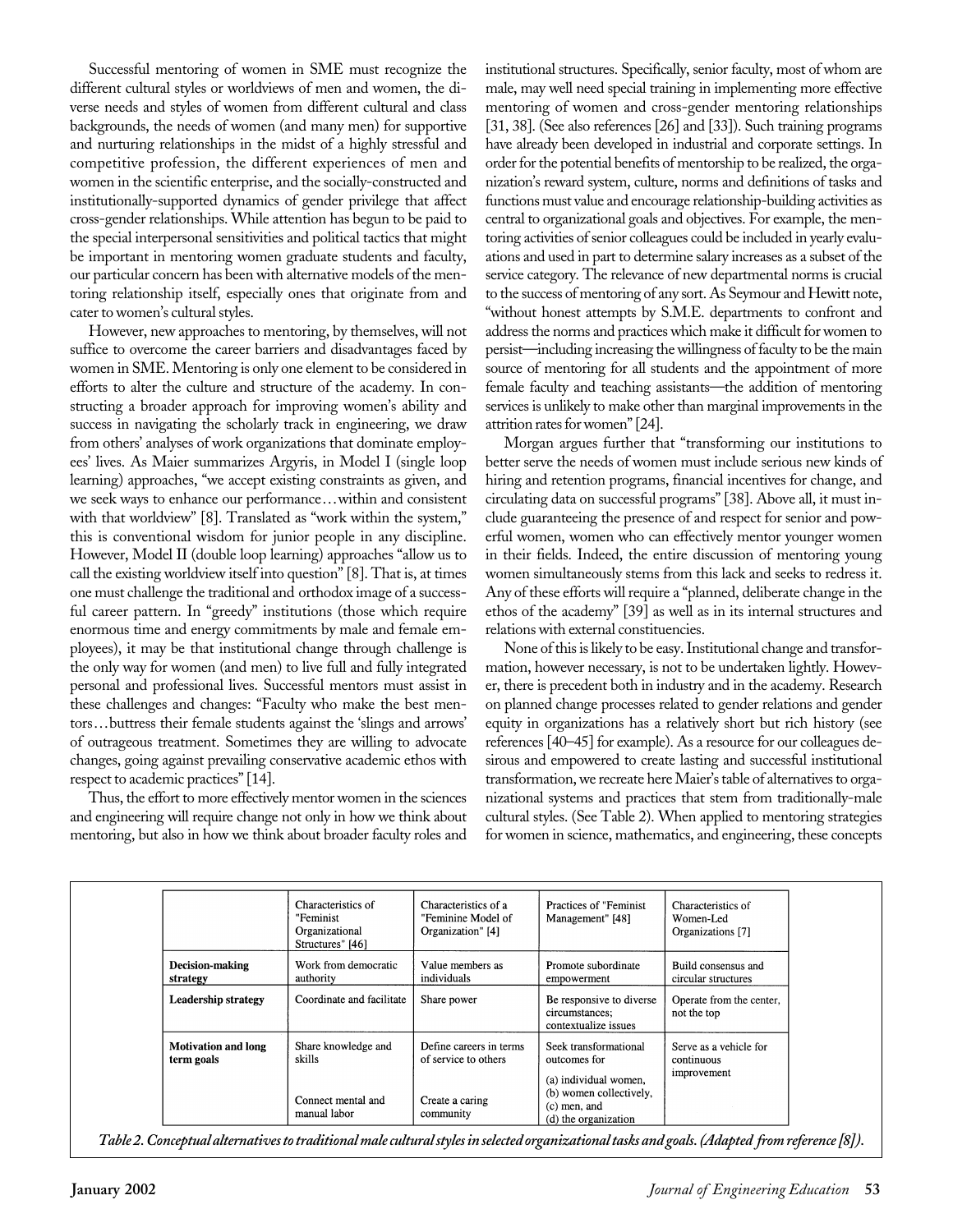Successful mentoring of women in SME must recognize the different cultural styles or worldviews of men and women, the diverse needs and styles of women from different cultural and class backgrounds, the needs of women (and many men) for supportive and nurturing relationships in the midst of a highly stressful and competitive profession, the different experiences of men and women in the scientific enterprise, and the socially-constructed and institutionally-supported dynamics of gender privilege that affect cross-gender relationships. While attention has begun to be paid to the special interpersonal sensitivities and political tactics that might be important in mentoring women graduate students and faculty, our particular concern has been with alternative models of the mentoring relationship itself, especially ones that originate from and cater to women's cultural styles.

However, new approaches to mentoring, by themselves, will not suffice to overcome the career barriers and disadvantages faced by women in SME. Mentoring is only one element to be considered in efforts to alter the culture and structure of the academy. In constructing a broader approach for improving women's ability and success in navigating the scholarly track in engineering, we draw from others' analyses of work organizations that dominate employees' lives. As Maier summarizes Argyris, in Model I (single loop learning) approaches, "we accept existing constraints as given, and we seek ways to enhance our performance…within and consistent with that worldview" [8]. Translated as "work within the system," this is conventional wisdom for junior people in any discipline. However, Model II (double loop learning) approaches "allow us to call the existing worldview itself into question" [8]. That is, at times one must challenge the traditional and orthodox image of a successful career pattern. In "greedy" institutions (those which require enormous time and energy commitments by male and female employees), it may be that institutional change through challenge is the only way for women (and men) to live full and fully integrated personal and professional lives. Successful mentors must assist in these challenges and changes: "Faculty who make the best mentors…buttress their female students against the 'slings and arrows' of outrageous treatment. Sometimes they are willing to advocate changes, going against prevailing conservative academic ethos with respect to academic practices" [14].

Thus, the effort to more effectively mentor women in the sciences and engineering will require change not only in how we think about mentoring, but also in how we think about broader faculty roles and institutional structures. Specifically, senior faculty, most of whom are male, may well need special training in implementing more effective mentoring of women and cross-gender mentoring relationships [31, 38]. (See also references [26] and [33]). Such training programs have already been developed in industrial and corporate settings. In order for the potential benefits of mentorship to be realized, the organization's reward system, culture, norms and definitions of tasks and functions must value and encourage relationship-building activities as central to organizational goals and objectives. For example, the mentoring activities of senior colleagues could be included in yearly evaluations and used in part to determine salary increases as a subset of the service category. The relevance of new departmental norms is crucial to the success of mentoring of any sort. As Seymour and Hewitt note, "without honest attempts by S.M.E. departments to confront and address the norms and practices which make it difficult for women to persist—including increasing the willingness of faculty to be the main source of mentoring for all students and the appointment of more female faculty and teaching assistants—the addition of mentoring services is unlikely to make other than marginal improvements in the attrition rates for women" [24].

Morgan argues further that "transforming our institutions to better serve the needs of women must include serious new kinds of hiring and retention programs, financial incentives for change, and circulating data on successful programs" [38]. Above all, it must include guaranteeing the presence of and respect for senior and powerful women, women who can effectively mentor younger women in their fields. Indeed, the entire discussion of mentoring young women simultaneously stems from this lack and seeks to redress it. Any of these efforts will require a "planned, deliberate change in the ethos of the academy" [39] as well as in its internal structures and relations with external constituencies.

None of this is likely to be easy. Institutional change and transformation, however necessary, is not to be undertaken lightly. However, there is precedent both in industry and in the academy. Research on planned change processes related to gender relations and gender equity in organizations has a relatively short but rich history (see references [40–45] for example). As a resource for our colleagues desirous and empowered to create lasting and successful institutional transformation, we recreate here Maier's table of alternatives to organizational systems and practices that stem from traditionally-male cultural styles. (See Table 2). When applied to mentoring strategies for women in science, mathematics, and engineering, these concepts

| | Characteristics of "Feminist Organizational Structures" [46] | Characteristics of a "Feminine Model of Organization" [4] | Practices of "Feminist Management" [48] | Characteristics of Women-Led Organizations [7] |
|---|---|---|---|---|
| **Decision-making strategy** | Work from democratic authority | Value members as individuals | Promote subordinate empowerment | Build consensus and circular structures |
| **Leadership strategy** | Coordinate and facilitate | Share power | Be responsive to diverse circumstances; contextualize issues | Operate from the center, not the top |
| **Motivation and long term goals** | Share knowledge and skills<br><br>Connect mental and manual labor | Define careers in terms of service to others<br><br>Create a caring community | Seek transformational outcomes for<br>(a) individual women,<br>(b) women collectively,<br>(c) men, and<br>(d) the organization | Serve as a vehicle for continuous improvement |

*Table 2. Conceptual alternatives to traditional male cultural styles in selected organizational tasks and goals. (Adapted from reference [8]).*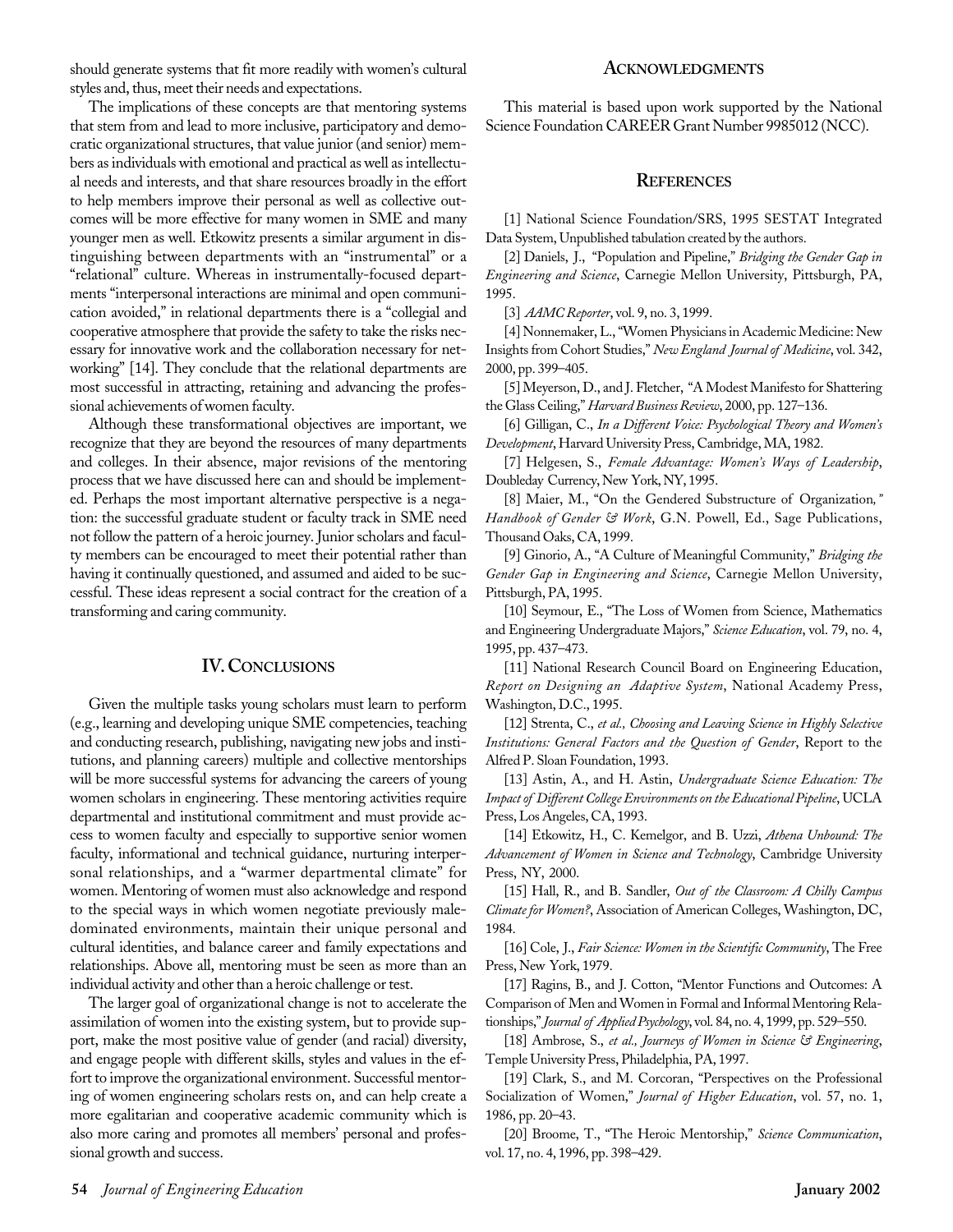should generate systems that fit more readily with women's cultural styles and, thus, meet their needs and expectations.

The implications of these concepts are that mentoring systems that stem from and lead to more inclusive, participatory and democratic organizational structures, that value junior (and senior) members as individuals with emotional and practical as well as intellectual needs and interests, and that share resources broadly in the effort to help members improve their personal as well as collective outcomes will be more effective for many women in SME and many younger men as well. Etkowitz presents a similar argument in distinguishing between departments with an "instrumental" or a "relational" culture. Whereas in instrumentally-focused departments "interpersonal interactions are minimal and open communication avoided," in relational departments there is a "collegial and cooperative atmosphere that provide the safety to take the risks necessary for innovative work and the collaboration necessary for networking" [14]. They conclude that the relational departments are most successful in attracting, retaining and advancing the professional achievements of women faculty.

Although these transformational objectives are important, we recognize that they are beyond the resources of many departments and colleges. In their absence, major revisions of the mentoring process that we have discussed here can and should be implemented. Perhaps the most important alternative perspective is a negation: the successful graduate student or faculty track in SME need not follow the pattern of a heroic journey. Junior scholars and faculty members can be encouraged to meet their potential rather than having it continually questioned, and assumed and aided to be successful. These ideas represent a social contract for the creation of a transforming and caring community.

## IV. Conclusions

Given the multiple tasks young scholars must learn to perform (e.g., learning and developing unique SME competencies, teaching and conducting research, publishing, navigating new jobs and institutions, and planning careers) multiple and collective mentorships will be more successful systems for advancing the careers of young women scholars in engineering. These mentoring activities require departmental and institutional commitment and must provide access to women faculty and especially to supportive senior women faculty, informational and technical guidance, nurturing interpersonal relationships, and a "warmer departmental climate" for women. Mentoring of women must also acknowledge and respond to the special ways in which women negotiate previously male-dominated environments, maintain their unique personal and cultural identities, and balance career and family expectations and relationships. Above all, mentoring must be seen as more than an individual activity and other than a heroic challenge or test.

The larger goal of organizational change is not to accelerate the assimilation of women into the existing system, but to provide support, make the most positive value of gender (and racial) diversity, and engage people with different skills, styles and values in the effort to improve the organizational environment. Successful mentoring of women engineering scholars rests on, and can help create a more egalitarian and cooperative academic community which is also more caring and promotes all members' personal and professional growth and success.

## Acknowledgments

This material is based upon work supported by the National Science Foundation CAREER Grant Number 9985012 (NCC).

## References

[1] National Science Foundation/SRS, 1995 SESTAT Integrated Data System, Unpublished tabulation created by the authors.

[2] Daniels, J., "Population and Pipeline," *Bridging the Gender Gap in Engineering and Science*, Carnegie Mellon University, Pittsburgh, PA, 1995.

[3] *AAMC Reporter*, vol. 9, no. 3, 1999.

[4] Nonnemaker, L., "Women Physicians in Academic Medicine: New Insights from Cohort Studies," *New England Journal of Medicine*, vol. 342, 2000, pp. 399–405.

[5] Meyerson, D., and J. Fletcher, "A Modest Manifesto for Shattering the Glass Ceiling," *Harvard Business Review*, 2000, pp. 127–136.

[6] Gilligan, C., *In a Different Voice: Psychological Theory and Women's Development*, Harvard University Press, Cambridge, MA, 1982.

[7] Helgesen, S., *Female Advantage: Women's Ways of Leadership*, Doubleday Currency, New York, NY, 1995.

[8] Maier, M., "On the Gendered Substructure of Organization," *Handbook of Gender & Work*, G.N. Powell, Ed., Sage Publications, Thousand Oaks, CA, 1999.

[9] Ginorio, A., "A Culture of Meaningful Community," *Bridging the Gender Gap in Engineering and Science*, Carnegie Mellon University, Pittsburgh, PA, 1995.

[10] Seymour, E., "The Loss of Women from Science, Mathematics and Engineering Undergraduate Majors," *Science Education*, vol. 79, no. 4, 1995, pp. 437–473.

[11] National Research Council Board on Engineering Education, *Report on Designing an Adaptive System*, National Academy Press, Washington, D.C., 1995.

[12] Strenta, C., *et al., Choosing and Leaving Science in Highly Selective Institutions: General Factors and the Question of Gender*, Report to the Alfred P. Sloan Foundation, 1993.

[13] Astin, A., and H. Astin, *Undergraduate Science Education: The Impact of Different College Environments on the Educational Pipeline*, UCLA Press, Los Angeles, CA, 1993.

[14] Etkowitz, H., C. Kemelgor, and B. Uzzi, *Athena Unbound: The Advancement of Women in Science and Technology*, Cambridge University Press, NY, 2000.

[15] Hall, R., and B. Sandler, *Out of the Classroom: A Chilly Campus Climate for Women?*, Association of American Colleges, Washington, DC, 1984.

[16] Cole, J., *Fair Science: Women in the Scientific Community*, The Free Press, New York, 1979.

[17] Ragins, B., and J. Cotton, "Mentor Functions and Outcomes: A Comparison of Men and Women in Formal and Informal Mentoring Relationships," *Journal of Applied Psychology*, vol. 84, no. 4, 1999, pp. 529–550.

[18] Ambrose, S., *et al., Journeys of Women in Science & Engineering*, Temple University Press, Philadelphia, PA, 1997.

[19] Clark, S., and M. Corcoran, "Perspectives on the Professional Socialization of Women," *Journal of Higher Education*, vol. 57, no. 1, 1986, pp. 20–43.

[20] Broome, T., "The Heroic Mentorship," *Science Communication*, vol. 17, no. 4, 1996, pp. 398–429.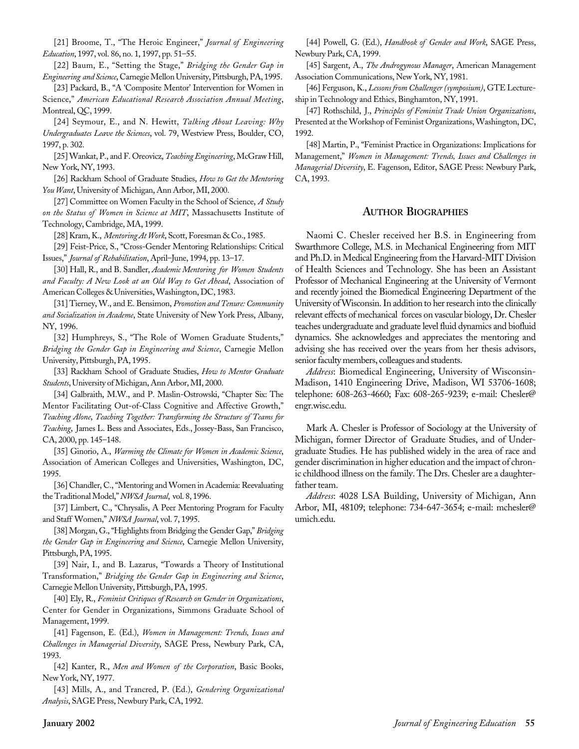[21] Broome, T., "The Heroic Engineer," *Journal of Engineering Education*, 1997, vol. 86, no. 1, 1997, pp. 51–55.

[22] Baum, E., "Setting the Stage," *Bridging the Gender Gap in Engineering and Science*, Carnegie Mellon University, Pittsburgh, PA, 1995.

[23] Packard, B., "A 'Composite Mentor' Intervention for Women in Science," *American Educational Research Association Annual Meeting*, Montreal, QC, 1999.

[24] Seymour, E., and N. Hewitt, *Talking About Leaving: Why Undergraduates Leave the Sciences*, vol. 79, Westview Press, Boulder, CO, 1997, p. 302.

[25] Wankat, P., and F. Oreovicz, *Teaching Engineering*, McGraw Hill, New York, NY, 1993.

[26] Rackham School of Graduate Studies, *How to Get the Mentoring You Want*, University of Michigan, Ann Arbor, MI, 2000.

[27] Committee on Women Faculty in the School of Science, *A Study on the Status of Women in Science at MIT*, Massachusetts Institute of Technology, Cambridge, MA, 1999.

[28] Kram, K., *Mentoring At Work*, Scott, Foresman & Co., 1985.

[29] Feist-Price, S., "Cross-Gender Mentoring Relationships: Critical Issues," *Journal of Rehabilitation*, April–June, 1994, pp. 13–17.

[30] Hall, R., and B. Sandler, *Academic Mentoring for Women Students and Faculty: A New Look at an Old Way to Get Ahead*, Association of American Colleges & Universities, Washington, DC, 1983.

[31] Tierney, W., and E. Bensimon, *Promotion and Tenure: Community and Socialization in Academe*, State University of New York Press, Albany, NY, 1996.

[32] Humphreys, S., "The Role of Women Graduate Students," *Bridging the Gender Gap in Engineering and Science*, Carnegie Mellon University, Pittsburgh, PA, 1995.

[33] Rackham School of Graduate Studies, *How to Mentor Graduate Students*, University of Michigan, Ann Arbor, MI, 2000.

[34] Galbraith, M.W., and P. Maslin-Ostrowski, "Chapter Six: The Mentor Facilitating Out-of-Class Cognitive and Affective Growth," *Teaching Alone, Teaching Together: Transforming the Structure of Teams for Teaching*, James L. Bess and Associates, Eds., Jossey-Bass, San Francisco, CA, 2000, pp. 145–148.

[35] Ginorio, A., *Warming the Climate for Women in Academic Science*, Association of American Colleges and Universities, Washington, DC, 1995.

[36] Chandler, C., "Mentoring and Women in Academia: Reevaluating the Traditional Model," *NWSA Journal*, vol. 8, 1996.

[37] Limbert, C., "Chrysalis, A Peer Mentoring Program for Faculty and Staff Women," *NWSA Journal*, vol. 7, 1995.

[38] Morgan, G., "Highlights from Bridging the Gender Gap," *Bridging the Gender Gap in Engineering and Science*, Carnegie Mellon University, Pittsburgh, PA, 1995.

[39] Nair, I., and B. Lazarus, "Towards a Theory of Institutional Transformation," *Bridging the Gender Gap in Engineering and Science*, Carnegie Mellon University, Pittsburgh, PA, 1995.

[40] Ely, R., *Feminist Critiques of Research on Gender in Organizations*, Center for Gender in Organizations, Simmons Graduate School of Management, 1999.

[41] Fagenson, E. (Ed.), *Women in Management: Trends, Issues and Challenges in Managerial Diversity*, SAGE Press, Newbury Park, CA, 1993.

[42] Kanter, R., *Men and Women of the Corporation*, Basic Books, New York, NY, 1977.

[43] Mills, A., and Trancred, P. (Ed.), *Gendering Organizational Analysis*, SAGE Press, Newbury Park, CA, 1992.

[44] Powell, G. (Ed.), *Handbook of Gender and Work*, SAGE Press, Newbury Park, CA, 1999.

[45] Sargent, A., *The Androgynous Manager*, American Management Association Communications, New York, NY, 1981.

[46] Ferguson, K., *Lessons from Challenger (symposium)*, GTE Lectureship in Technology and Ethics, Binghamton, NY, 1991.

[47] Rothschild, J., *Principles of Feminist Trade Union Organizations*, Presented at the Workshop of Feminist Organizations, Washington, DC, 1992.

[48] Martin, P., "Feminist Practice in Organizations: Implications for Management," *Women in Management: Trends, Issues and Challenges in Managerial Diversity*, E. Fagenson, Editor, SAGE Press: Newbury Park, CA, 1993.

## AUTHOR BIOGRAPHIES

Naomi C. Chesler received her B.S. in Engineering from Swarthmore College, M.S. in Mechanical Engineering from MIT and Ph.D. in Medical Engineering from the Harvard-MIT Division of Health Sciences and Technology. She has been an Assistant Professor of Mechanical Engineering at the University of Vermont and recently joined the Biomedical Engineering Department of the University of Wisconsin. In addition to her research into the clinically relevant effects of mechanical forces on vascular biology, Dr. Chesler teaches undergraduate and graduate level fluid dynamics and biofluid dynamics. She acknowledges and appreciates the mentoring and advising she has received over the years from her thesis advisors, senior faculty members, colleagues and students.

*Address*: Biomedical Engineering, University of Wisconsin-Madison, 1410 Engineering Drive, Madison, WI 53706-1608; telephone: 608-263-4660; Fax: 608-265-9239; e-mail: Chesler@engr.wisc.edu.

Mark A. Chesler is Professor of Sociology at the University of Michigan, former Director of Graduate Studies, and of Undergraduate Studies. He has published widely in the area of race and gender discrimination in higher education and the impact of chronic childhood illness on the family. The Drs. Chesler are a daughter-father team.

*Address*: 4028 LSA Building, University of Michigan, Ann Arbor, MI, 48109; telephone: 734-647-3654; e-mail: mchesler@umich.edu.